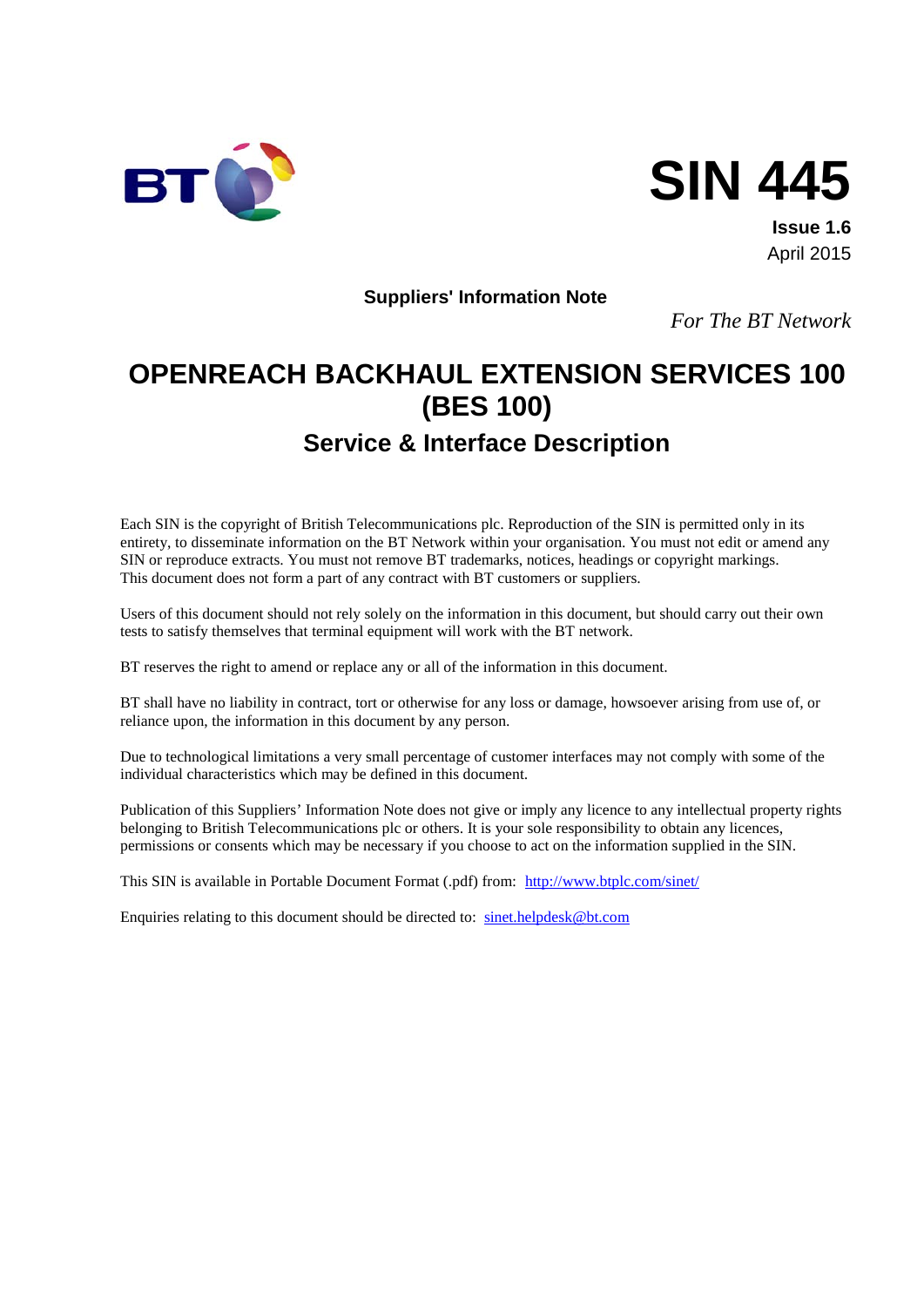BT

# SIN 445

**Issue 1.6**

April 2015

**Suppliers' Information Note**

*For The BT Network*

# OPENREACH BACKHAUL EXTENSION SERVICES 100 (BES 100)

## Service & Interface Description

Each SIN is the copyright of British Telecommunications plc. Reproduction of the SIN is permitted only in its entirety, to disseminate information on the BT Network within your organisation. You must not edit or amend any SIN or reproduce extracts. You must not remove BT trademarks, notices, headings or copyright markings. This document does not form a part of any contract with BT customers or suppliers.

Users of this document should not rely solely on the information in this document, but should carry out their own tests to satisfy themselves that terminal equipment will work with the BT network.

BT reserves the right to amend or replace any or all of the information in this document.

BT shall have no liability in contract, tort or otherwise for any loss or damage, howsoever arising from use of, or reliance upon, the information in this document by any person.

Due to technological limitations a very small percentage of customer interfaces may not comply with some of the individual characteristics which may be defined in this document.

Publication of this Suppliers' Information Note does not give or imply any licence to any intellectual property rights belonging to British Telecommunications plc or others. It is your sole responsibility to obtain any licences, permissions or consents which may be necessary if you choose to act on the information supplied in the SIN.

This SIN is available in Portable Document Format (.pdf) from: http://www.btplc.com/sinet/

Enquiries relating to this document should be directed to: sinet.helpdesk@bt.com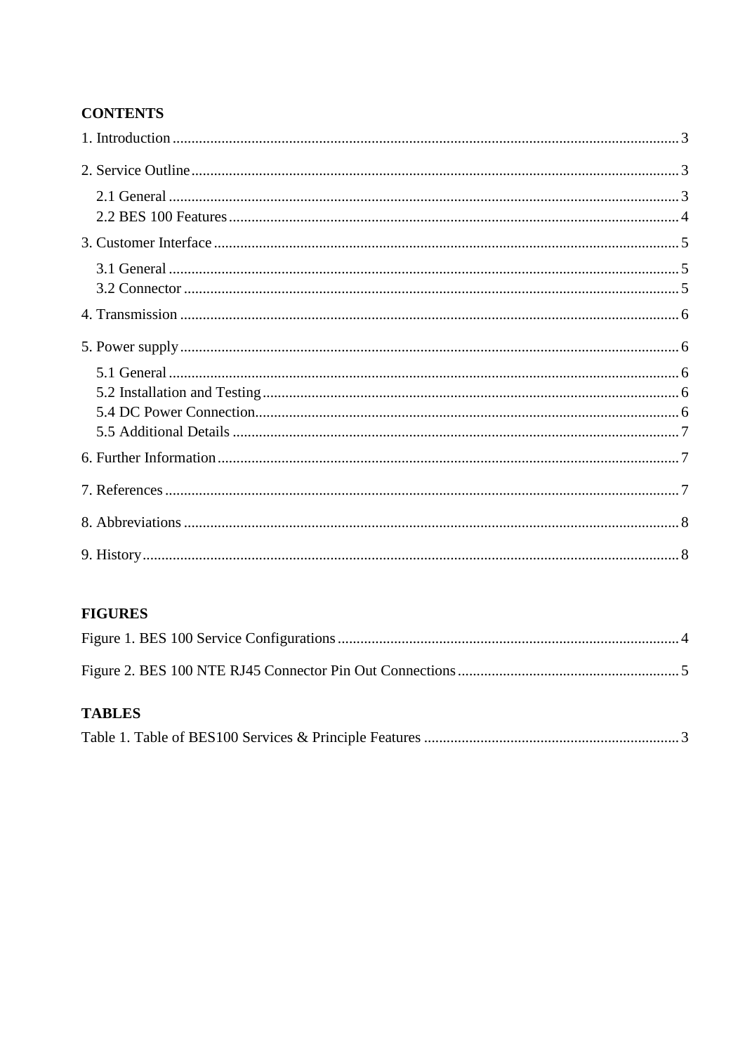**CONTENTS**

1. Introduction ..... 3

2. Service Outline ..... 3

   2.1 General ..... 3
   2.2 BES 100 Features ..... 4

3. Customer Interface ..... 5

   3.1 General ..... 5
   3.2 Connector ..... 5

4. Transmission ..... 6

5. Power supply ..... 6

   5.1 General ..... 6
   5.2 Installation and Testing ..... 6
   5.4 DC Power Connection ..... 6
   5.5 Additional Details ..... 7

6. Further Information ..... 7

7. References ..... 7

8. Abbreviations ..... 8

9. History ..... 8

**FIGURES**

Figure 1. BES 100 Service Configurations ..... 4

Figure 2. BES 100 NTE RJ45 Connector Pin Out Connections ..... 5

**TABLES**

Table 1. Table of BES100 Services & Principle Features ..... 3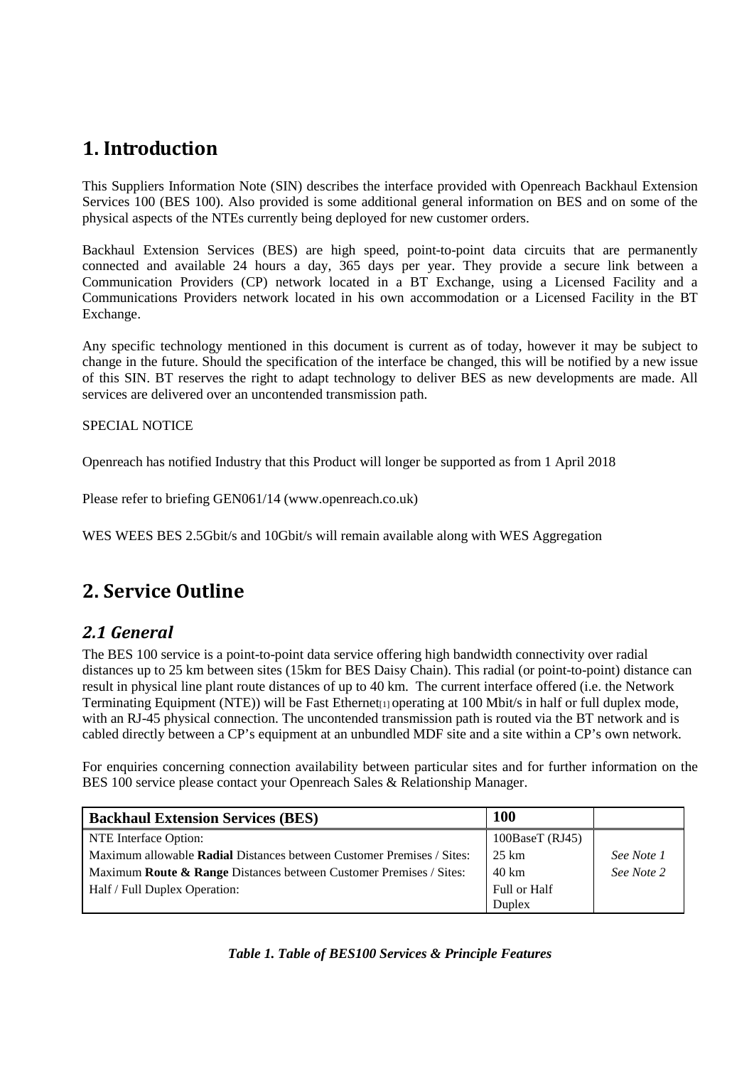# 1. Introduction

This Suppliers Information Note (SIN) describes the interface provided with Openreach Backhaul Extension Services 100 (BES 100). Also provided is some additional general information on BES and on some of the physical aspects of the NTEs currently being deployed for new customer orders.

Backhaul Extension Services (BES) are high speed, point-to-point data circuits that are permanently connected and available 24 hours a day, 365 days per year. They provide a secure link between a Communication Providers (CP) network located in a BT Exchange, using a Licensed Facility and a Communications Providers network located in his own accommodation or a Licensed Facility in the BT Exchange.

Any specific technology mentioned in this document is current as of today, however it may be subject to change in the future. Should the specification of the interface be changed, this will be notified by a new issue of this SIN. BT reserves the right to adapt technology to deliver BES as new developments are made. All services are delivered over an uncontended transmission path.

SPECIAL NOTICE

Openreach has notified Industry that this Product will longer be supported as from 1 April 2018

Please refer to briefing GEN061/14 (www.openreach.co.uk)

WES WEES BES 2.5Gbit/s and 10Gbit/s will remain available along with WES Aggregation

# 2. Service Outline

## *2.1 General*

The BES 100 service is a point-to-point data service offering high bandwidth connectivity over radial distances up to 25 km between sites (15km for BES Daisy Chain). This radial (or point-to-point) distance can result in physical line plant route distances of up to 40 km. The current interface offered (i.e. the Network Terminating Equipment (NTE)) will be Fast Ethernet[1] operating at 100 Mbit/s in half or full duplex mode, with an RJ-45 physical connection. The uncontended transmission path is routed via the BT network and is cabled directly between a CP's equipment at an unbundled MDF site and a site within a CP's own network.

For enquiries concerning connection availability between particular sites and for further information on the BES 100 service please contact your Openreach Sales & Relationship Manager.

| **Backhaul Extension Services (BES)** | **100** | |
|---|---|---|
| NTE Interface Option: | 100BaseT (RJ45) | |
| Maximum allowable **Radial** Distances between Customer Premises / Sites: | 25 km | *See Note 1* |
| Maximum **Route & Range** Distances between Customer Premises / Sites: | 40 km | *See Note 2* |
| Half / Full Duplex Operation: | Full or Half Duplex | |

***Table 1. Table of BES100 Services & Principle Features***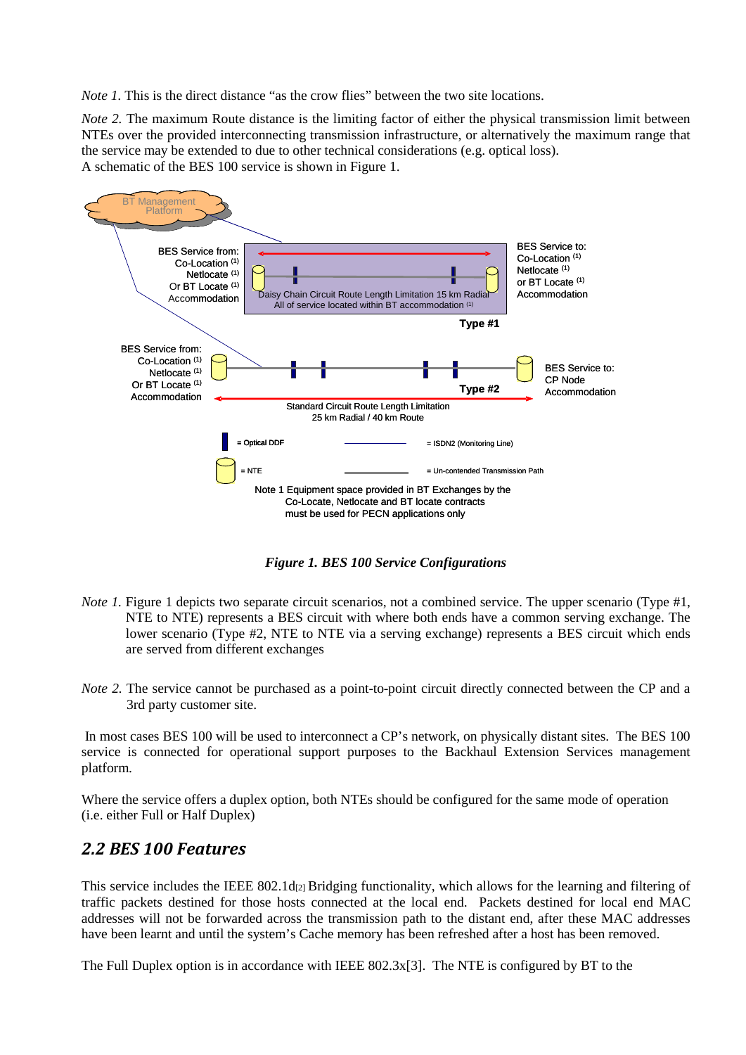*Note 1.* This is the direct distance "as the crow flies" between the two site locations.

*Note 2.* The maximum Route distance is the limiting factor of either the physical transmission limit between NTEs over the provided interconnecting transmission infrastructure, or alternatively the maximum range that the service may be extended to due to other technical considerations (e.g. optical loss).
A schematic of the BES 100 service is shown in Figure 1.

***Figure 1. BES 100 Service Configurations***

*Note 1.* Figure 1 depicts two separate circuit scenarios, not a combined service. The upper scenario (Type #1, NTE to NTE) represents a BES circuit with where both ends have a common serving exchange. The lower scenario (Type #2, NTE to NTE via a serving exchange) represents a BES circuit which ends are served from different exchanges

*Note 2.* The service cannot be purchased as a point-to-point circuit directly connected between the CP and a 3rd party customer site.

In most cases BES 100 will be used to interconnect a CP's network, on physically distant sites. The BES 100 service is connected for operational support purposes to the Backhaul Extension Services management platform.

Where the service offers a duplex option, both NTEs should be configured for the same mode of operation (i.e. either Full or Half Duplex)

## 2.2 BES 100 Features

This service includes the IEEE 802.1d[2] Bridging functionality, which allows for the learning and filtering of traffic packets destined for those hosts connected at the local end. Packets destined for local end MAC addresses will not be forwarded across the transmission path to the distant end, after these MAC addresses have been learnt and until the system's Cache memory has been refreshed after a host has been removed.

The Full Duplex option is in accordance with IEEE 802.3x[3]. The NTE is configured by BT to the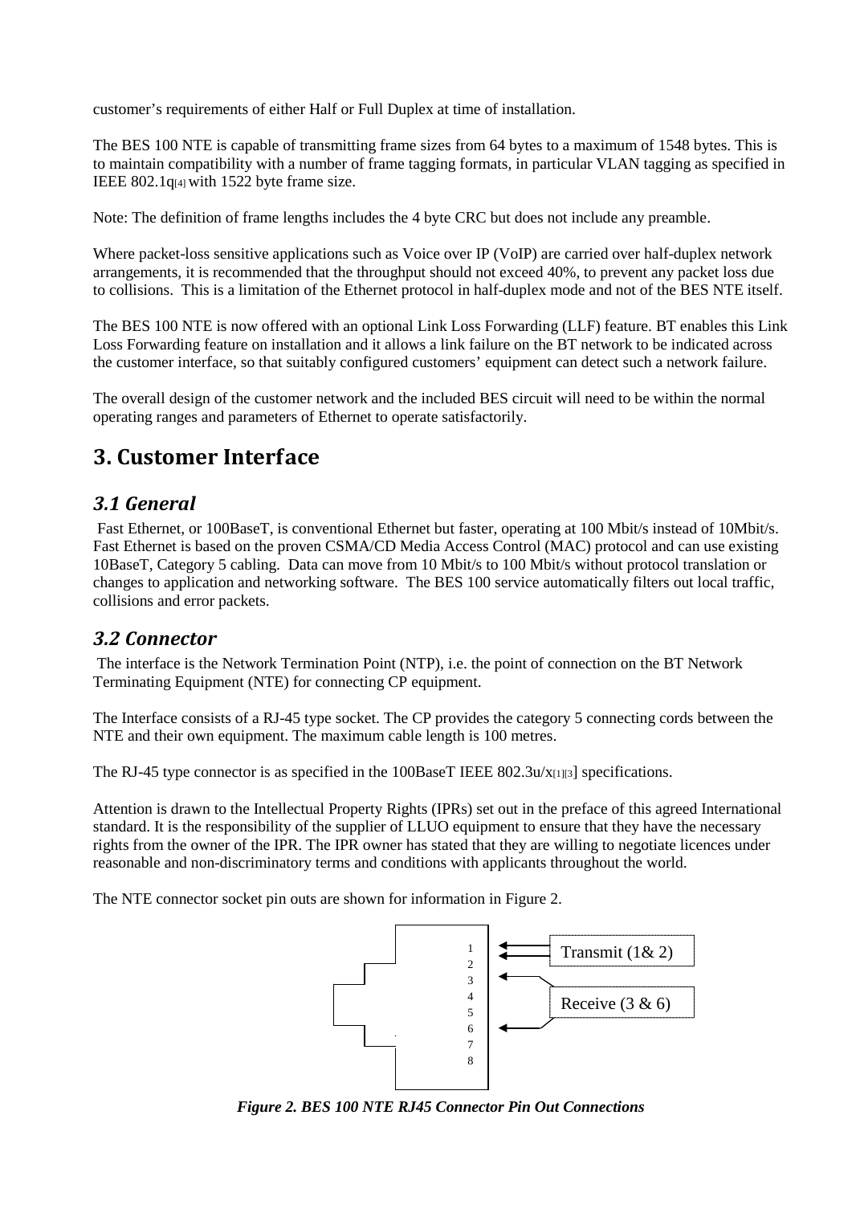customer's requirements of either Half or Full Duplex at time of installation.

The BES 100 NTE is capable of transmitting frame sizes from 64 bytes to a maximum of 1548 bytes. This is to maintain compatibility with a number of frame tagging formats, in particular VLAN tagging as specified in IEEE 802.1q[4] with 1522 byte frame size.

Note: The definition of frame lengths includes the 4 byte CRC but does not include any preamble.

Where packet-loss sensitive applications such as Voice over IP (VoIP) are carried over half-duplex network arrangements, it is recommended that the throughput should not exceed 40%, to prevent any packet loss due to collisions. This is a limitation of the Ethernet protocol in half-duplex mode and not of the BES NTE itself.

The BES 100 NTE is now offered with an optional Link Loss Forwarding (LLF) feature. BT enables this Link Loss Forwarding feature on installation and it allows a link failure on the BT network to be indicated across the customer interface, so that suitably configured customers' equipment can detect such a network failure.

The overall design of the customer network and the included BES circuit will need to be within the normal operating ranges and parameters of Ethernet to operate satisfactorily.

# 3. Customer Interface

## *3.1 General*

Fast Ethernet, or 100BaseT, is conventional Ethernet but faster, operating at 100 Mbit/s instead of 10Mbit/s. Fast Ethernet is based on the proven CSMA/CD Media Access Control (MAC) protocol and can use existing 10BaseT, Category 5 cabling. Data can move from 10 Mbit/s to 100 Mbit/s without protocol translation or changes to application and networking software. The BES 100 service automatically filters out local traffic, collisions and error packets.

## *3.2 Connector*

The interface is the Network Termination Point (NTP), i.e. the point of connection on the BT Network Terminating Equipment (NTE) for connecting CP equipment.

The Interface consists of a RJ-45 type socket. The CP provides the category 5 connecting cords between the NTE and their own equipment. The maximum cable length is 100 metres.

The RJ-45 type connector is as specified in the 100BaseT IEEE 802.3u/x[1][3]] specifications.

Attention is drawn to the Intellectual Property Rights (IPRs) set out in the preface of this agreed International standard. It is the responsibility of the supplier of LLUO equipment to ensure that they have the necessary rights from the owner of the IPR. The IPR owner has stated that they are willing to negotiate licences under reasonable and non-discriminatory terms and conditions with applicants throughout the world.

The NTE connector socket pin outs are shown for information in Figure 2.

1
2
3
4
5
6
7
8

Transmit (1& 2)

Receive (3 & 6)

***Figure 2. BES 100 NTE RJ45 Connector Pin Out Connections***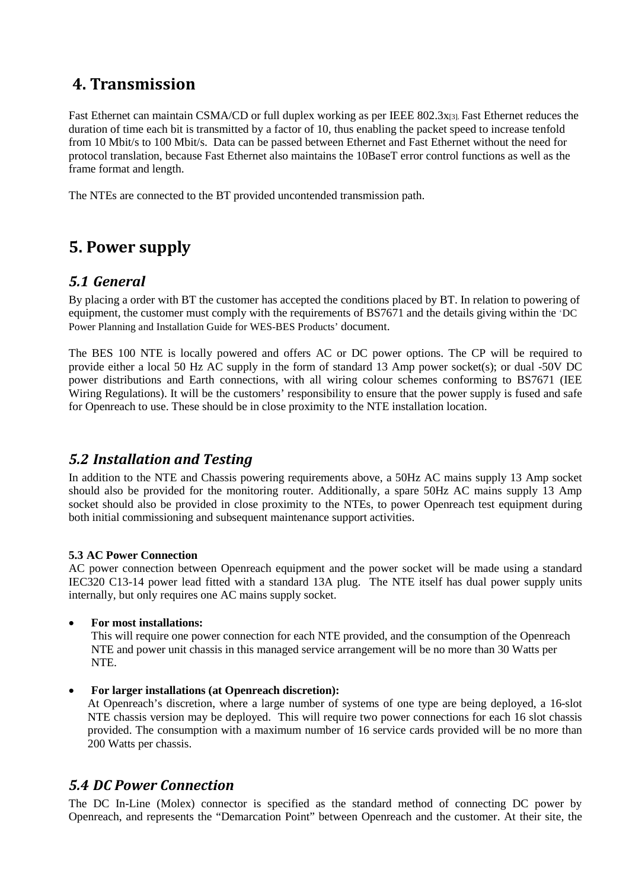# 4. Transmission

Fast Ethernet can maintain CSMA/CD or full duplex working as per IEEE 802.3x[3]. Fast Ethernet reduces the duration of time each bit is transmitted by a factor of 10, thus enabling the packet speed to increase tenfold from 10 Mbit/s to 100 Mbit/s. Data can be passed between Ethernet and Fast Ethernet without the need for protocol translation, because Fast Ethernet also maintains the 10BaseT error control functions as well as the frame format and length.

The NTEs are connected to the BT provided uncontended transmission path.

# 5. Power supply

## *5.1 General*

By placing a order with BT the customer has accepted the conditions placed by BT. In relation to powering of equipment, the customer must comply with the requirements of BS7671 and the details giving within the 'DC Power Planning and Installation Guide for WES-BES Products' document.

The BES 100 NTE is locally powered and offers AC or DC power options. The CP will be required to provide either a local 50 Hz AC supply in the form of standard 13 Amp power socket(s); or dual -50V DC power distributions and Earth connections, with all wiring colour schemes conforming to BS7671 (IEE Wiring Regulations). It will be the customers' responsibility to ensure that the power supply is fused and safe for Openreach to use. These should be in close proximity to the NTE installation location.

## *5.2 Installation and Testing*

In addition to the NTE and Chassis powering requirements above, a 50Hz AC mains supply 13 Amp socket should also be provided for the monitoring router. Additionally, a spare 50Hz AC mains supply 13 Amp socket should also be provided in close proximity to the NTEs, to power Openreach test equipment during both initial commissioning and subsequent maintenance support activities.

**5.3 AC Power Connection**

AC power connection between Openreach equipment and the power socket will be made using a standard IEC320 C13-14 power lead fitted with a standard 13A plug. The NTE itself has dual power supply units internally, but only requires one AC mains supply socket.

- **For most installations:**
  This will require one power connection for each NTE provided, and the consumption of the Openreach NTE and power unit chassis in this managed service arrangement will be no more than 30 Watts per NTE.

- **For larger installations (at Openreach discretion):**
  At Openreach's discretion, where a large number of systems of one type are being deployed, a 16-slot NTE chassis version may be deployed. This will require two power connections for each 16 slot chassis provided. The consumption with a maximum number of 16 service cards provided will be no more than 200 Watts per chassis.

## *5.4 DC Power Connection*

The DC In-Line (Molex) connector is specified as the standard method of connecting DC power by Openreach, and represents the "Demarcation Point" between Openreach and the customer. At their site, the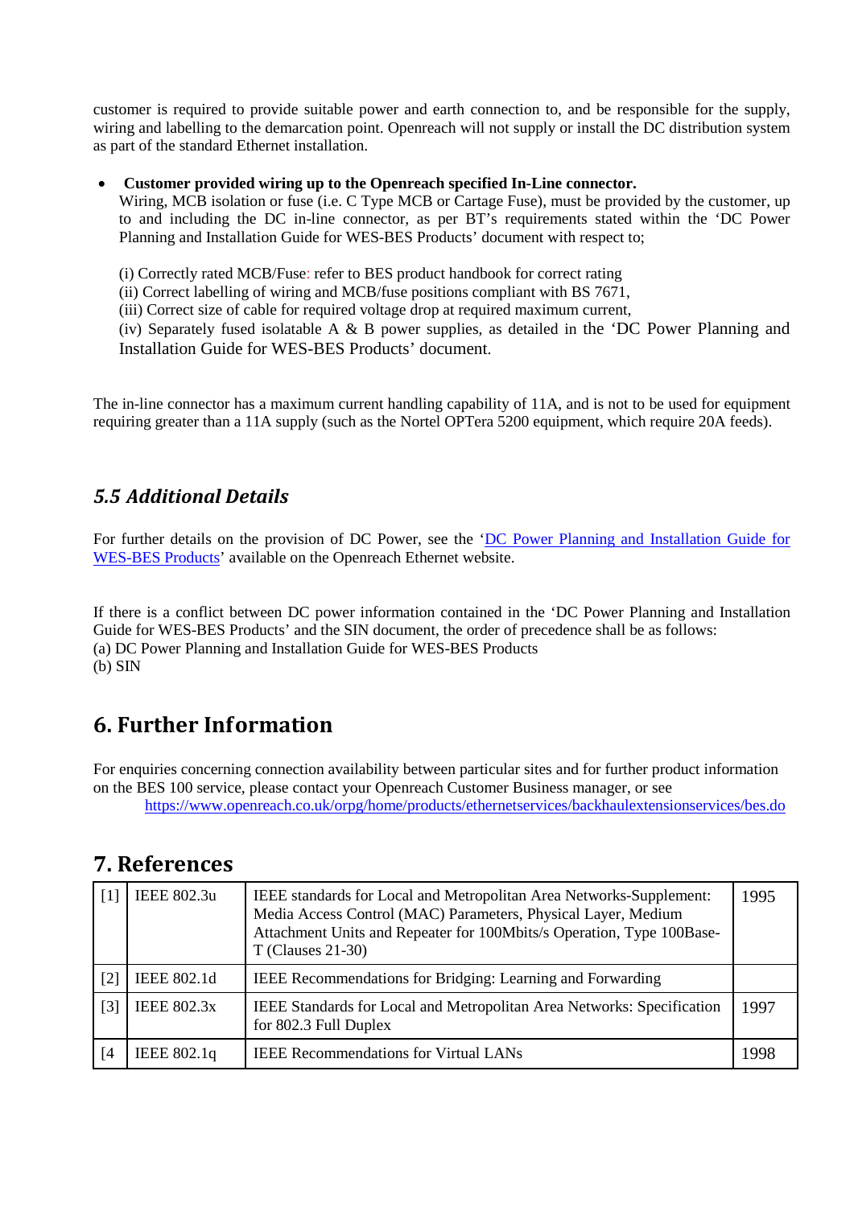customer is required to provide suitable power and earth connection to, and be responsible for the supply, wiring and labelling to the demarcation point. Openreach will not supply or install the DC distribution system as part of the standard Ethernet installation.

- **Customer provided wiring up to the Openreach specified In-Line connector.**
  Wiring, MCB isolation or fuse (i.e. C Type MCB or Cartage Fuse), must be provided by the customer, up to and including the DC in-line connector, as per BT's requirements stated within the 'DC Power Planning and Installation Guide for WES-BES Products' document with respect to;

  (i) Correctly rated MCB/Fuse: refer to BES product handbook for correct rating
  (ii) Correct labelling of wiring and MCB/fuse positions compliant with BS 7671,
  (iii) Correct size of cable for required voltage drop at required maximum current,
  (iv) Separately fused isolatable A & B power supplies, as detailed in the 'DC Power Planning and Installation Guide for WES-BES Products' document.

The in-line connector has a maximum current handling capability of 11A, and is not to be used for equipment requiring greater than a 11A supply (such as the Nortel OPTera 5200 equipment, which require 20A feeds).

### *5.5 Additional Details*

For further details on the provision of DC Power, see the 'DC Power Planning and Installation Guide for WES-BES Products' available on the Openreach Ethernet website.

If there is a conflict between DC power information contained in the 'DC Power Planning and Installation Guide for WES-BES Products' and the SIN document, the order of precedence shall be as follows:
(a) DC Power Planning and Installation Guide for WES-BES Products
(b) SIN

## 6. Further Information

For enquiries concerning connection availability between particular sites and for further product information on the BES 100 service, please contact your Openreach Customer Business manager, or see
https://www.openreach.co.uk/orpg/home/products/ethernetservices/backhaulextensionservices/bes.do

## 7. References

| | | | |
|---|---|---|---|
| [1] | IEEE 802.3u | IEEE standards for Local and Metropolitan Area Networks-Supplement: Media Access Control (MAC) Parameters, Physical Layer, Medium Attachment Units and Repeater for 100Mbits/s Operation, Type 100Base-T (Clauses 21-30) | 1995 |
| [2] | IEEE 802.1d | IEEE Recommendations for Bridging: Learning and Forwarding | |
| [3] | IEEE 802.3x | IEEE Standards for Local and Metropolitan Area Networks: Specification for 802.3 Full Duplex | 1997 |
| [4 | IEEE 802.1q | IEEE Recommendations for Virtual LANs | 1998 |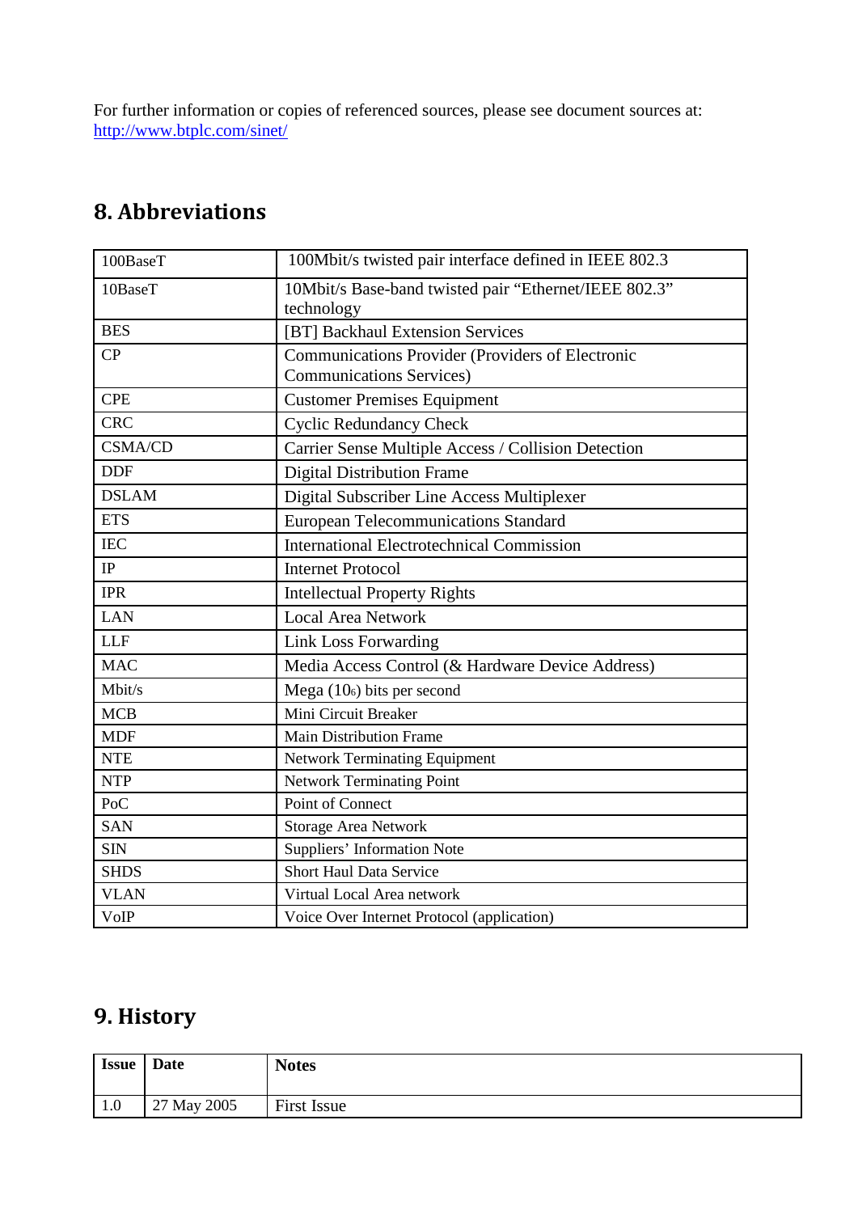For further information or copies of referenced sources, please see document sources at: http://www.btplc.com/sinet/

## 8. Abbreviations

| | |
|---|---|
| 100BaseT | 100Mbit/s twisted pair interface defined in IEEE 802.3 |
| 10BaseT | 10Mbit/s Base-band twisted pair "Ethernet/IEEE 802.3" technology |
| BES | [BT] Backhaul Extension Services |
| CP | Communications Provider (Providers of Electronic Communications Services) |
| CPE | Customer Premises Equipment |
| CRC | Cyclic Redundancy Check |
| CSMA/CD | Carrier Sense Multiple Access / Collision Detection |
| DDF | Digital Distribution Frame |
| DSLAM | Digital Subscriber Line Access Multiplexer |
| ETS | European Telecommunications Standard |
| IEC | International Electrotechnical Commission |
| IP | Internet Protocol |
| IPR | Intellectual Property Rights |
| LAN | Local Area Network |
| LLF | Link Loss Forwarding |
| MAC | Media Access Control (& Hardware Device Address) |
| Mbit/s | Mega ($10^6$) bits per second |
| MCB | Mini Circuit Breaker |
| MDF | Main Distribution Frame |
| NTE | Network Terminating Equipment |
| NTP | Network Terminating Point |
| PoC | Point of Connect |
| SAN | Storage Area Network |
| SIN | Suppliers' Information Note |
| SHDS | Short Haul Data Service |
| VLAN | Virtual Local Area network |
| VoIP | Voice Over Internet Protocol (application) |

## 9. History

| Issue | Date | Notes |
|---|---|---|
| 1.0 | 27 May 2005 | First Issue |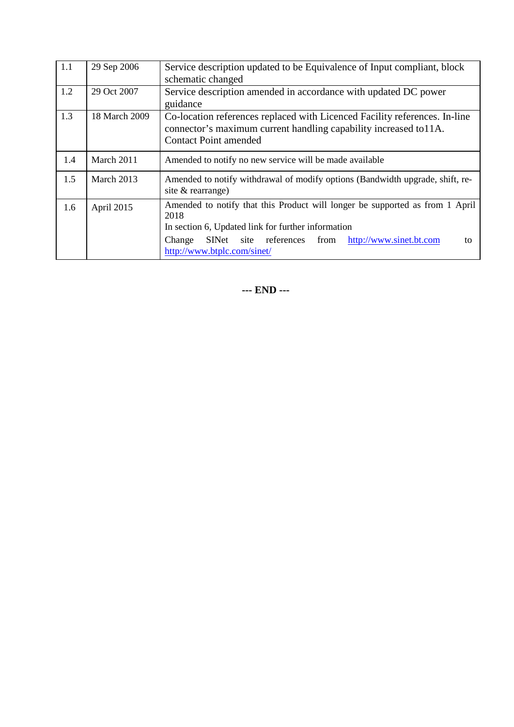| | | |
|---|---|---|
| 1.1 | 29 Sep 2006 | Service description updated to be Equivalence of Input compliant, block schematic changed |
| 1.2 | 29 Oct 2007 | Service description amended in accordance with updated DC power guidance |
| 1.3 | 18 March 2009 | Co-location references replaced with Licenced Facility references. In-line connector's maximum current handling capability increased to11A. Contact Point amended |
| 1.4 | March 2011 | Amended to notify no new service will be made available |
| 1.5 | March 2013 | Amended to notify withdrawal of modify options (Bandwidth upgrade, shift, re-site & rearrange) |
| 1.6 | April 2015 | Amended to notify that this Product will longer be supported as from 1 April 2018<br>In section 6, Updated link for further information<br>Change SINet site references from http://www.sinet.bt.com to http://www.btplc.com/sinet/ |

**--- END ---**